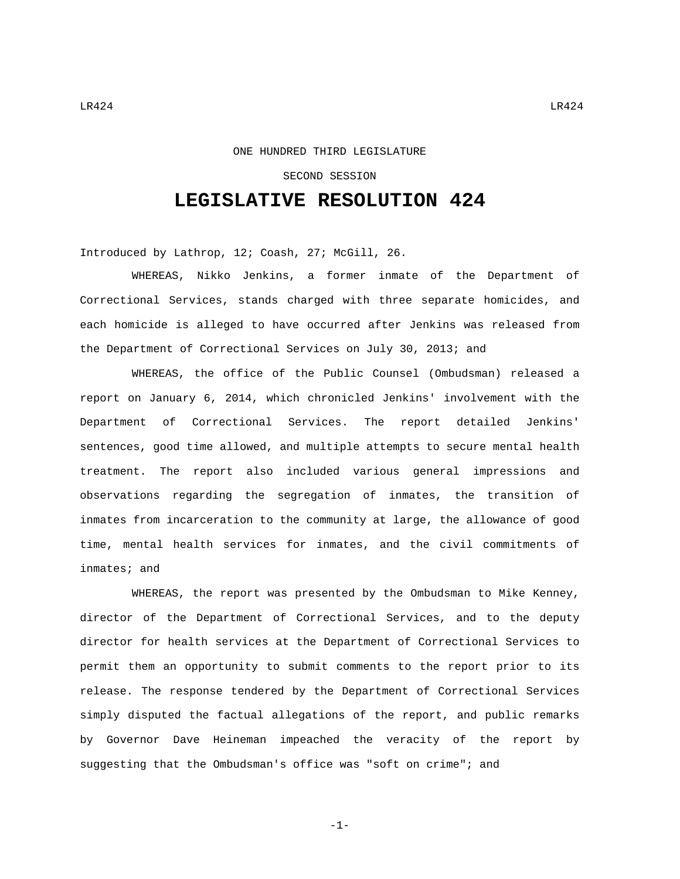ONE HUNDRED THIRD LEGISLATURE

SECOND SESSION

# LEGISLATIVE RESOLUTION 424

Introduced by Lathrop, 12; Coash, 27; McGill, 26.

WHEREAS, Nikko Jenkins, a former inmate of the Department of Correctional Services, stands charged with three separate homicides, and each homicide is alleged to have occurred after Jenkins was released from the Department of Correctional Services on July 30, 2013; and

WHEREAS, the office of the Public Counsel (Ombudsman) released a report on January 6, 2014, which chronicled Jenkins' involvement with the Department of Correctional Services. The report detailed Jenkins' sentences, good time allowed, and multiple attempts to secure mental health treatment. The report also included various general impressions and observations regarding the segregation of inmates, the transition of inmates from incarceration to the community at large, the allowance of good time, mental health services for inmates, and the civil commitments of inmates; and

WHEREAS, the report was presented by the Ombudsman to Mike Kenney, director of the Department of Correctional Services, and to the deputy director for health services at the Department of Correctional Services to permit them an opportunity to submit comments to the report prior to its release. The response tendered by the Department of Correctional Services simply disputed the factual allegations of the report, and public remarks by Governor Dave Heineman impeached the veracity of the report by suggesting that the Ombudsman's office was "soft on crime"; and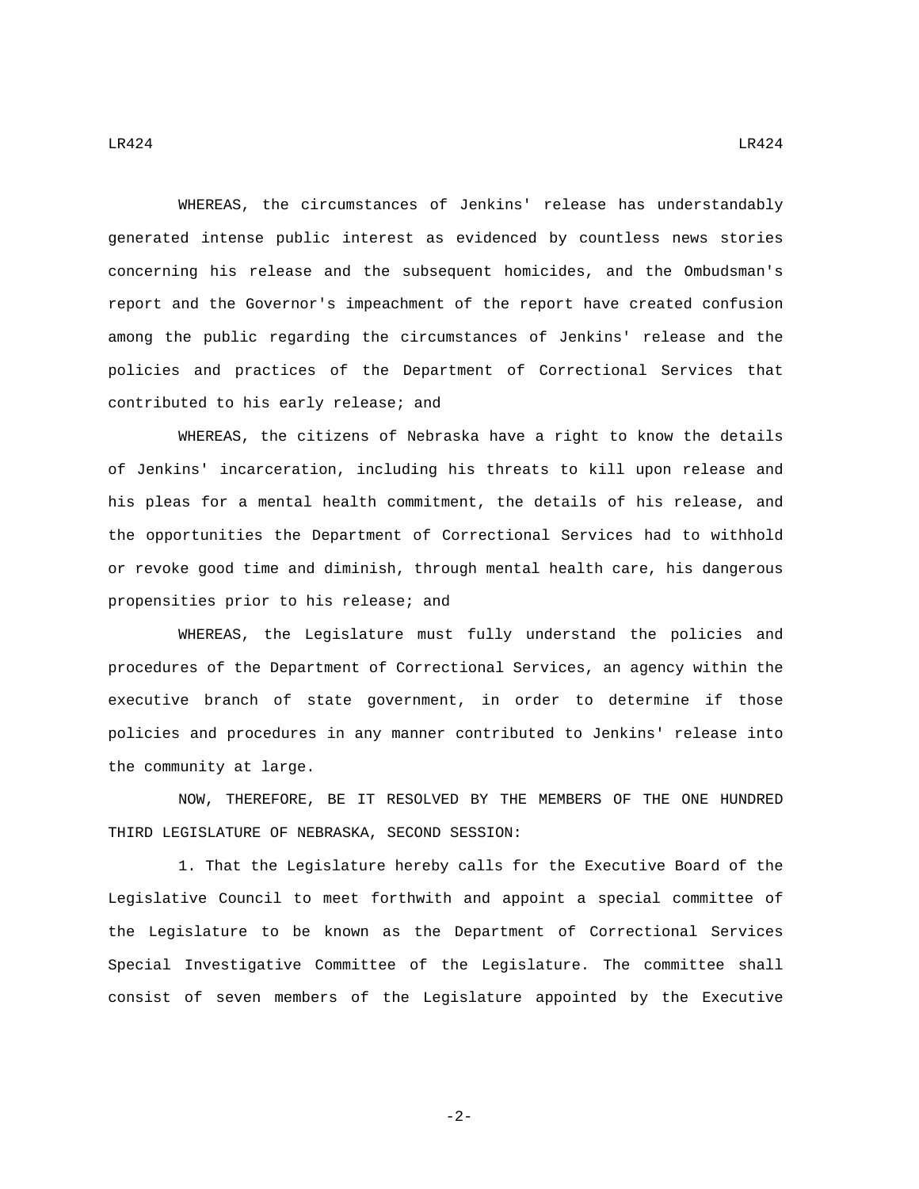WHEREAS, the circumstances of Jenkins' release has understandably generated intense public interest as evidenced by countless news stories concerning his release and the subsequent homicides, and the Ombudsman's report and the Governor's impeachment of the report have created confusion among the public regarding the circumstances of Jenkins' release and the policies and practices of the Department of Correctional Services that contributed to his early release; and

WHEREAS, the citizens of Nebraska have a right to know the details of Jenkins' incarceration, including his threats to kill upon release and his pleas for a mental health commitment, the details of his release, and the opportunities the Department of Correctional Services had to withhold or revoke good time and diminish, through mental health care, his dangerous propensities prior to his release; and

WHEREAS, the Legislature must fully understand the policies and procedures of the Department of Correctional Services, an agency within the executive branch of state government, in order to determine if those policies and procedures in any manner contributed to Jenkins' release into the community at large.

NOW, THEREFORE, BE IT RESOLVED BY THE MEMBERS OF THE ONE HUNDRED THIRD LEGISLATURE OF NEBRASKA, SECOND SESSION:

1. That the Legislature hereby calls for the Executive Board of the Legislative Council to meet forthwith and appoint a special committee of the Legislature to be known as the Department of Correctional Services Special Investigative Committee of the Legislature. The committee shall consist of seven members of the Legislature appointed by the Executive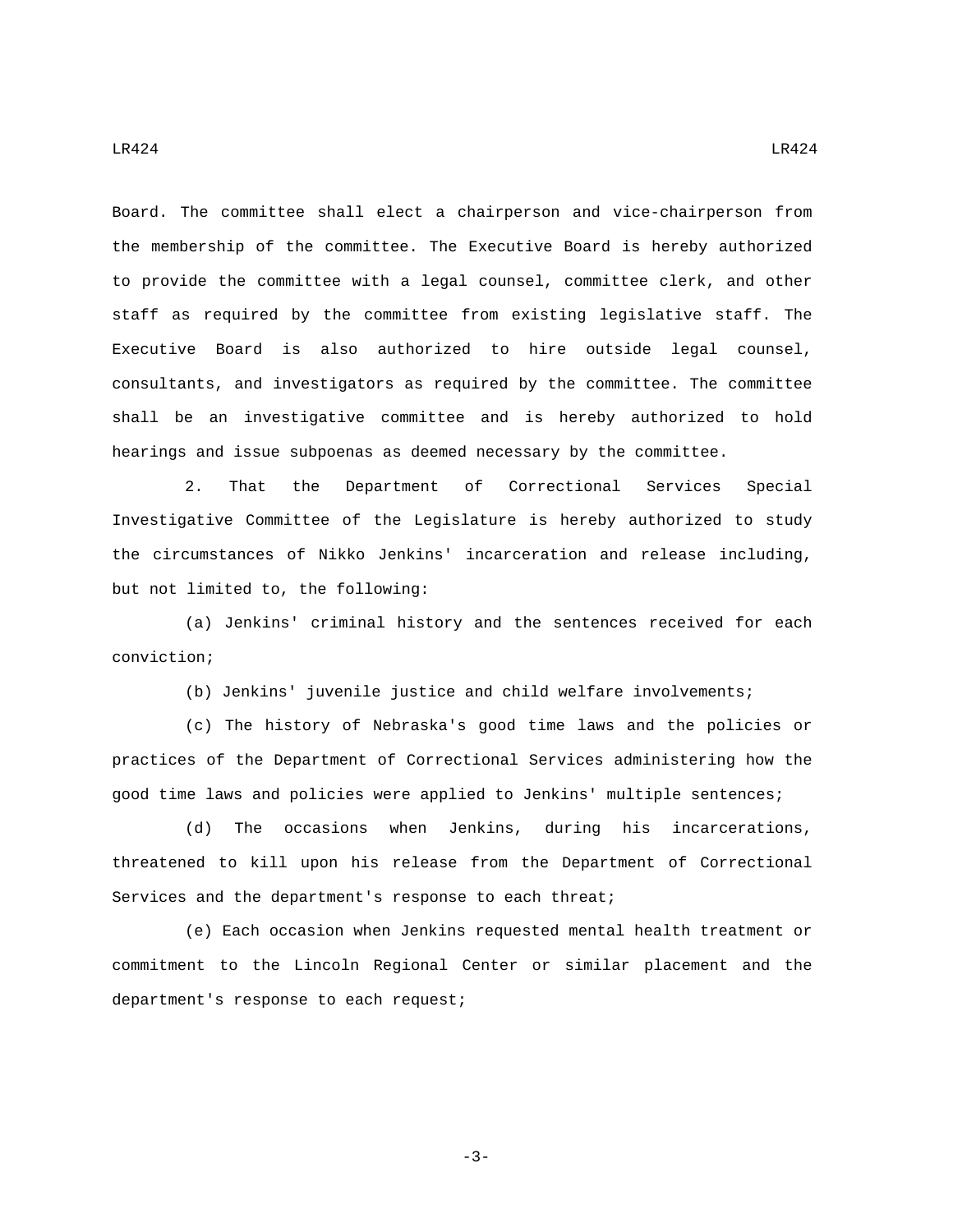Board. The committee shall elect a chairperson and vice-chairperson from the membership of the committee. The Executive Board is hereby authorized to provide the committee with a legal counsel, committee clerk, and other staff as required by the committee from existing legislative staff. The Executive Board is also authorized to hire outside legal counsel, consultants, and investigators as required by the committee. The committee shall be an investigative committee and is hereby authorized to hold hearings and issue subpoenas as deemed necessary by the committee.

2. That the Department of Correctional Services Special Investigative Committee of the Legislature is hereby authorized to study the circumstances of Nikko Jenkins' incarceration and release including, but not limited to, the following:

(a) Jenkins' criminal history and the sentences received for each conviction;

(b) Jenkins' juvenile justice and child welfare involvements;

(c) The history of Nebraska's good time laws and the policies or practices of the Department of Correctional Services administering how the good time laws and policies were applied to Jenkins' multiple sentences;

(d) The occasions when Jenkins, during his incarcerations, threatened to kill upon his release from the Department of Correctional Services and the department's response to each threat;

(e) Each occasion when Jenkins requested mental health treatment or commitment to the Lincoln Regional Center or similar placement and the department's response to each request;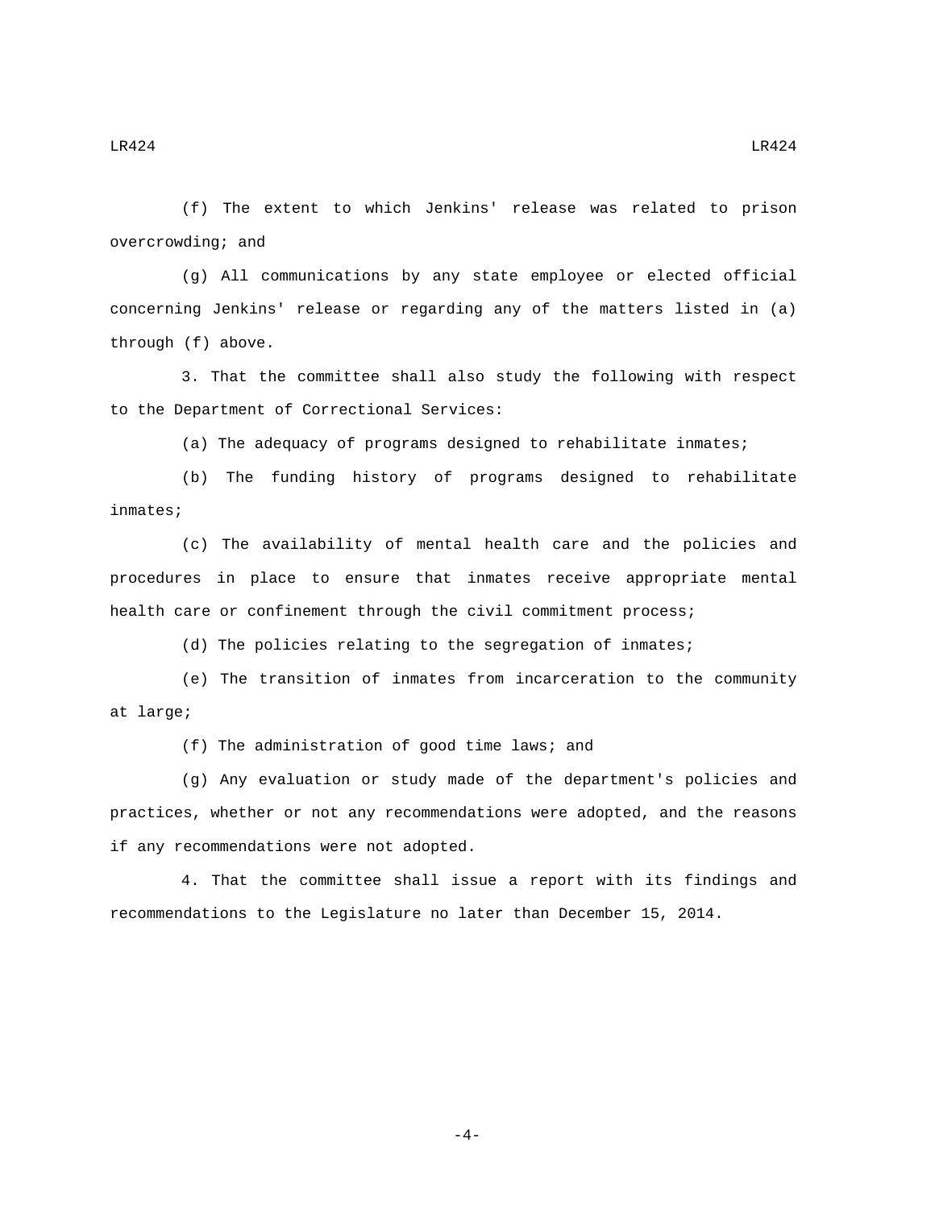(f) The extent to which Jenkins' release was related to prison overcrowding; and

(g) All communications by any state employee or elected official concerning Jenkins' release or regarding any of the matters listed in (a) through (f) above.

3. That the committee shall also study the following with respect to the Department of Correctional Services:

(a) The adequacy of programs designed to rehabilitate inmates;

(b) The funding history of programs designed to rehabilitate inmates;

(c) The availability of mental health care and the policies and procedures in place to ensure that inmates receive appropriate mental health care or confinement through the civil commitment process;

(d) The policies relating to the segregation of inmates;

(e) The transition of inmates from incarceration to the community at large;

(f) The administration of good time laws; and

(g) Any evaluation or study made of the department's policies and practices, whether or not any recommendations were adopted, and the reasons if any recommendations were not adopted.

4. That the committee shall issue a report with its findings and recommendations to the Legislature no later than December 15, 2014.